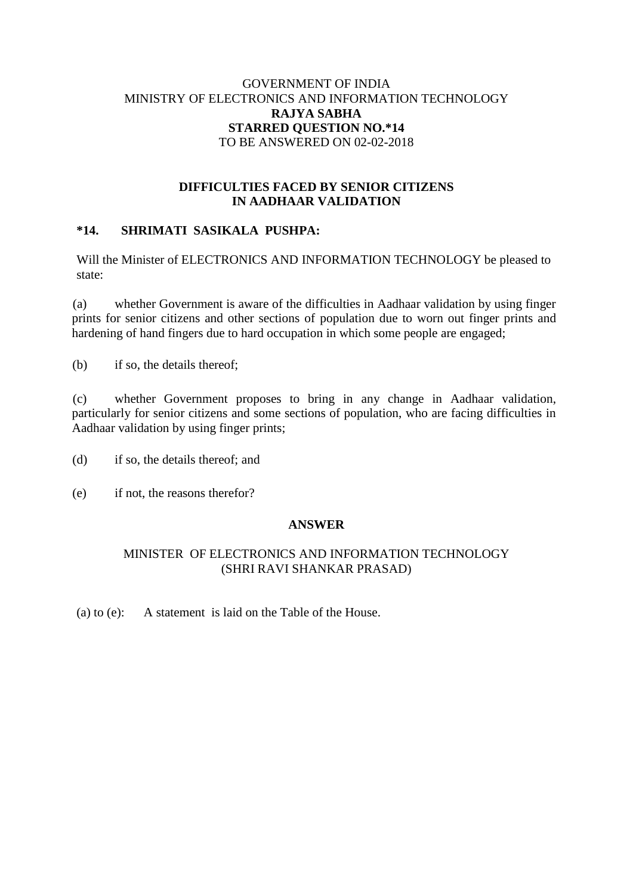GOVERNMENT OF INDIA
MINISTRY OF ELECTRONICS AND INFORMATION TECHNOLOGY
**RAJYA SABHA**
**STARRED QUESTION NO.*14**
TO BE ANSWERED ON 02-02-2018

**DIFFICULTIES FACED BY SENIOR CITIZENS IN AADHAAR VALIDATION**

**\*14. SHRIMATI SASIKALA PUSHPA:**

Will the Minister of ELECTRONICS AND INFORMATION TECHNOLOGY be pleased to state:

(a) whether Government is aware of the difficulties in Aadhaar validation by using finger prints for senior citizens and other sections of population due to worn out finger prints and hardening of hand fingers due to hard occupation in which some people are engaged;

(b) if so, the details thereof;

(c) whether Government proposes to bring in any change in Aadhaar validation, particularly for senior citizens and some sections of population, who are facing difficulties in Aadhaar validation by using finger prints;

(d) if so, the details thereof; and

(e) if not, the reasons therefor?

**ANSWER**

MINISTER OF ELECTRONICS AND INFORMATION TECHNOLOGY
(SHRI RAVI SHANKAR PRASAD)

(a) to (e): A statement is laid on the Table of the House.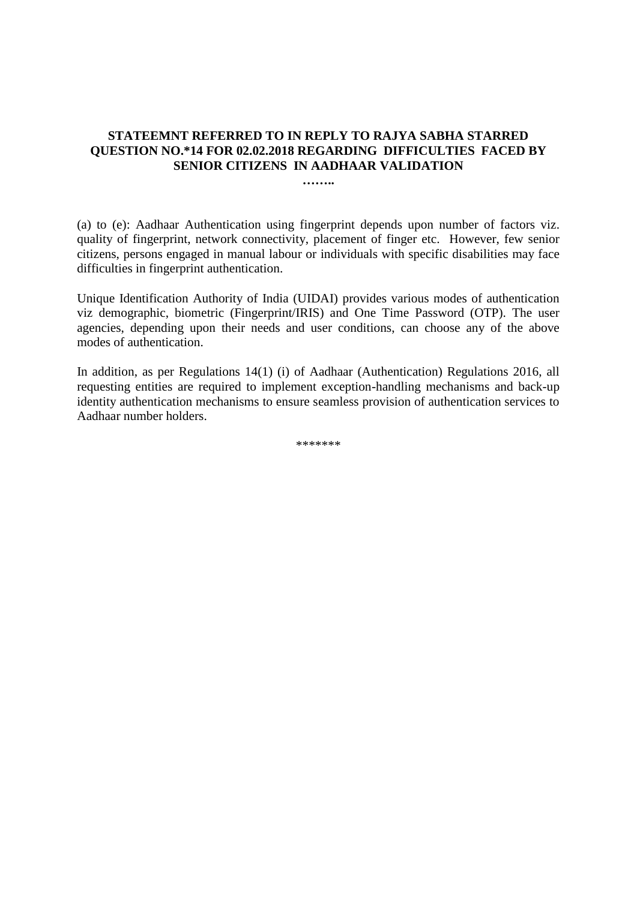**STATEEMNT REFERRED TO IN REPLY TO RAJYA SABHA STARRED QUESTION NO.*14 FOR 02.02.2018 REGARDING DIFFICULTIES FACED BY SENIOR CITIZENS IN AADHAAR VALIDATION**

**……..**

(a) to (e): Aadhaar Authentication using fingerprint depends upon number of factors viz. quality of fingerprint, network connectivity, placement of finger etc. However, few senior citizens, persons engaged in manual labour or individuals with specific disabilities may face difficulties in fingerprint authentication.

Unique Identification Authority of India (UIDAI) provides various modes of authentication viz demographic, biometric (Fingerprint/IRIS) and One Time Password (OTP). The user agencies, depending upon their needs and user conditions, can choose any of the above modes of authentication.

In addition, as per Regulations 14(1) (i) of Aadhaar (Authentication) Regulations 2016, all requesting entities are required to implement exception-handling mechanisms and back-up identity authentication mechanisms to ensure seamless provision of authentication services to Aadhaar number holders.

*******